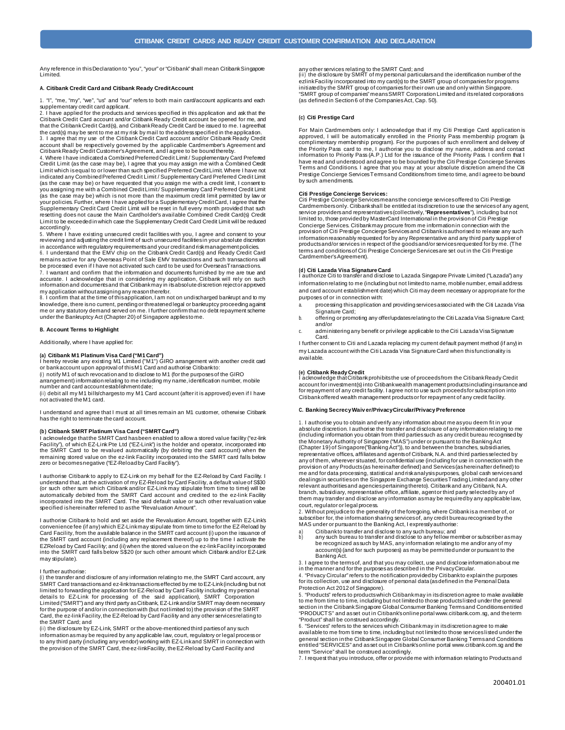# CITIBANK CREDIT CARDS AND READY CREDIT CUSTOMER CONFIRMATION AND DECLARATION

Any reference in this Declaration to "you", "your" or "Citibank" shall mean Citibank Singapore Limited.

## A. Citibank Credit Card and Citibank Ready Credit Account

1. "I", "me, "my", "we", "us" and "our" refers to both main card/account applicants and each supplementary credit card applicant.
2. I have applied for the products and services specified in this application and ask that the Citibank Credit Card account and/or Citibank Ready Credit account be opened for me, and that the Citibank Credit Card(s), and Citibank Ready Credit Card be issued to me. I agree that the card(s) may be sent to me at my risk by mail to the address specified in the application.
3. I agree that my use of the Citibank Credit Card account and/or Citibank Ready Credit account shall be respectively governed by the applicable Cardmember's Agreement and Citibank Ready Credit Customer's Agreement, and I agree to be bound thereby.
4. Where I have indicated a Combined Preferred Credit Limit / Supplementary Card Preferred Credit Limit (as the case may be), I agree that you may assign me with a Combined Credit Limit which is equal to or lower than such specified Preferred Credit Limit. Where I have not indicated any Combined Preferred Credit Limit / Supplementary Card Preferred Credit Limit (as the case may be) or have requested that you assign me with a credit limit, I consent to you assigning me with a Combined Credit Limit/ Supplementary Card Preferred Credit Limit (as the case may be) which is not more than the maximum credit limit permitted by law or your policies. Further, where I have applied for a Supplementary Credit Card, I agree that the Supplementary Credit Card Credit Limit will be reset in full every month provided that such resetting does not cause the Main Cardholder's available Combined Credit Card(s) Credit Limit to be exceeded in which case the Supplementary Credit Card Credit Limit will be reduced accordingly.
5. Where I have existing unsecured credit facilities with you, I agree and consent to your reviewing and adjusting the credit limit of such unsecured facilities in your absolute discretion in accordance with regulatory requirements and your credit and risk management policies.
6. I understand that the EMV chip on the Citibank Credit Card(s) and Ready Credit Card remains active for any Overseas Point of Sale EMV transactions and such transactions will be processed even if I have not activated such card to be used for Overseas Transactions.
7. I warrant and confirm that the information and documents furnished by me are true and accurate. I acknowledge that in considering my application, Citibank will rely on such information and documents and that Citibank may in its absolute discretion reject or approved my application without assigning any reason therefor.
8. I confirm that at the time of this application, I am not on undischarged bankrupt and to my knowledge, there is no current, pending or threatened legal or bankruptcy proceeding against me or any statutory demand served on me. I further confirm that no debt repayment scheme under the Bankruptcy Act (Chapter 20) of Singapore applies to me.

## B. Account Terms to Highlight

Additionally, where I have applied for:

### (a) Citibank M1 Platinum Visa Card ("M1 Card")

I hereby revoke any existing M1 Limited ("M1") GIRO arrangement with another credit card or bank account upon approval of this M1 Card and authorise Citibank to:

(i) notify M1 of such revocation and to disclose to M1 (for the purposes of the GIRO arrangement) information relating to me including my name, identification number, mobile number and card account establishment date;

(ii) debit all my M1 bills/charges to my M1 Card account (after it is approved) even if I have not activated the M1 card.

I understand and agree that I must at all times remain an M1 customer, otherwise Citibank has the right to terminate the card account.

### (b) Citibank SMRT Platinum Visa Card ("SMRT Card")

I acknowledge that the SMRT Card has been enabled to allow a stored value facility ("ez-link Facility"), of which EZ-Link Pte Ltd ("EZ-Link") is the holder and operator, incorporated into the SMRT Card to be revalued automatically (by debiting the card account) when the remaining stored value on the ez-link Facility incorporated into the SMRT Card falls below zero or becomes negative ("EZ-Reload by Card Facility").

I authorise Citibank to apply to EZ-Link on my behalf for the EZ-Reload by Card Facility. I understand that, at the activation of my EZ-Reload by Card Facility, a default value of S$30 (or such other sum which Citibank and/or EZ-Link may stipulate from time to time) will be automatically debited from the SMRT Card account and credited to the ez-link Facility incorporated into the SMRT Card. The said default value or such other revaluation value specified is hereinafter referred to as the "Revaluation Amount".

I authorise Citibank to hold and set aside the Revaluation Amount, together with EZ-Link's convenience fee (if any) which EZ-Link may stipulate from time to time for the EZ-Reload by Card Facility, from the available balance in the SMRT card account (i) upon the issuance of the SMRT card account (including any replacement thereof) up to the time I activate the EZReload by Card Facility; and (ii) when the stored value on the ez-link Facility incorporated into the SMRT Card falls below S$20 (or such other amount which Citibank and/or EZ-Link may stipulate).

I further authorise:

(i) the transfer and disclosure of any information relating to me, the SMRT Card account, any SMRT Card transactions and ez-link transactions effected by me to EZ-Link (including but not limited to forwarding the application for EZ-Reload by Card Facility including my personal details to EZ-Link for processing of the said application), SMRT Corporation Limited ("SMRT") and any third party as Citibank, EZ-Link and/or SMRT may deem necessary for the purpose of and/or in connection with (but not limited to) the provision of the SMRT Card, the ez-link Facility, the EZ-Reload by Card Facility and any other services relating to the SMRT Card; and

(ii) the disclosure by EZ-Link, SMRT or the above-mentioned third parties of any such information as may be required by any applicable law, court, regulatory or legal process or to any third party (including any vendor) working with EZ-Link and SMRT in connection with the provision of the SMRT Card, the ez-link Facility, the EZ-Reload by Card Facility and any other services relating to the SMRT Card; and

(iii) the disclosure by SMRT of my personal particulars and the identification number of the ezlink Facility incorporated into my card(s) to the SMRT group of companies for programs initiated by the SMRT group of companies for their own use and only within Singapore. "SMRT group of companies" means SMRT Corporation Limited and its related corporations (as defined in Section 6 of the Companies Act, Cap. 50).

### (c) Citi Prestige Card

For Main Cardmembers only: I acknowledge that if my Citi Prestige Card application is approved, I will be automatically enrolled in the Priority Pass membership program (a complimentary membership program). For the purposes of such enrollment and delivery of the Priority Pass card to me, I authorise you to disclose my name, address and contact information to Priority Pass (A.P.) Ltd for the issuance of the Priority Pass. I confirm that I have read and understood and agree to be bounded by the Citi Prestige Concierge Services Terms and Conditions. I agree that you may at your absolute discretion amend the Citi Prestige Concierge Services Terms and Conditions from time to time, and I agree to be bound by such amendments.

**Citi Prestige Concierge Services:**
Citi Prestige Concierge Services means the concierge services offered to Citi Prestige Cardmembers only. Citibank shall be entitled at its discretion to use the services of any agent, service providers and representatives (collectively, "**Representatives**"), including but not limited to, those provided by MasterCard International in the provision of Citi Prestige Concierge Services. Citibank may procure from me information in connection with the provision of Citi Prestige Concierge Services and Citibank is authorised to release any such information reasonably requested for by any Representative and any third party supplier of products and/or services in respect of the goods and/or services requested for by me. (The terms and conditions of Citi Prestige Concierge Services are set out in the Citi Prestige Cardmember's Agreement).

### (d) Citi Lazada Visa Signature Card

I authorize Citi to transfer and disclose to Lazada Singapore Private Limited ("Lazada") any information relating to me (including but not limited to name, mobile number, email address and card account establishment date) which Citi may deem necessary or appropriate for the purposes of or in connection with:

a. processing this application and providing services associated with the Citi Lazada Visa Signature Card;
b. offering or promoting any offer/updates relating to the Citi Lazada Visa Signature Card; and/or
c. administering any benefit or privilege applicable to the Citi Lazada Visa Signature Card.

I further consent to Citi and Lazada replacing my current default payment method (if any) in my Lazada account with the Citi Lazada Visa Signature Card when this functionality is available.

### (e) Citibank Ready Credit

I acknowledge that Citibank prohibits the use of proceeds from the Citibank Ready Credit account for investment(s) into Citibank wealth management products including insurance and for repayment of any credit facility. I agree not to use such proceeds for subscription into Citibank offered wealth management products or for repayment of any credit facility.

## C. Banking Secrecy Waiver/Privacy Circular/Privacy Preference

1. I authorise you to obtain and verify any information about me as you deem fit in your absolute discretion. I authorise the transfer and disclosure of any information relating to me (including information you obtain from third parties such as any credit bureau recognised by the Monetary Authority of Singapore ("MAS") under or pursuant to the Banking Act (Chapter 19) of Singapore ("Banking Act")), to and between the branches, subsidiaries, representative offices, affiliates and agents of Citibank, N.A. and third parties selected by any of them, wherever situated, for confidential use (including for use in connection with the provision of any Products (as hereinafter defined) and Services (as hereinafter defined) to me and for data processing, statistical and risk analysis purposes, global cash services and dealings in securities on the Singapore Exchange Securities Trading Limited and any other relevant authorities and agencies pertaining thereto). Citibank and any Citibank, N.A. branch, subsidiary, representative office, affiliate, agent or third party selected by any of them may transfer and disclose any information as may be required by any applicable law, court, regulator or legal process.
2. Without prejudice to the generality of the foregoing, where Citibank is a member of, or subscriber for, the information sharing services of, any credit bureau recognised by the MAS under or pursuant to the Banking Act, I expressly authorise:

a) Citibank to transfer and disclose to any such bureau; and
b) any such bureau to transfer and disclose to any fellow member or subscriber as may be recognized as such by MAS, any information relating to me and/or any of my account(s) (and for such purposes) as may be permitted under or pursuant to the Banking Act.

3. I agree to the terms of, and that you may collect, use and disclose information about me in the manner and for the purposes as described in the Privacy Circular.
4. "Privacy Circular" refers to the notification provided by Citibank to explain the purposes for its collection, use and disclosure of personal data (as defined in the Personal Data Protection Act 2012 of Singapore).
5. "Products" refers to products which Citibank may in its discretion agree to make available to me from time to time, including but not limited to those products listed under the general section in the Citibank Singapore Global Consumer Banking Terms and Conditions entitled "PRODUCTS" and as set out in Citibank's online portal www.citibank.com.sg, and the term "Product" shall be construed accordingly.
6. "Services" refers to the services which Citibank may in its discretion agree to make available to me from time to time, including but not limited to those services listed under the general section in the Citibank Singapore Global Consumer Banking Terms and Conditions entitled "SERVICES" and as set out in Citibank's online portal www.citibank.com.sg and the term "Service" shall be construed accordingly.
7. I request that you introduce, offer or provide me with information relating to Products and

200401.01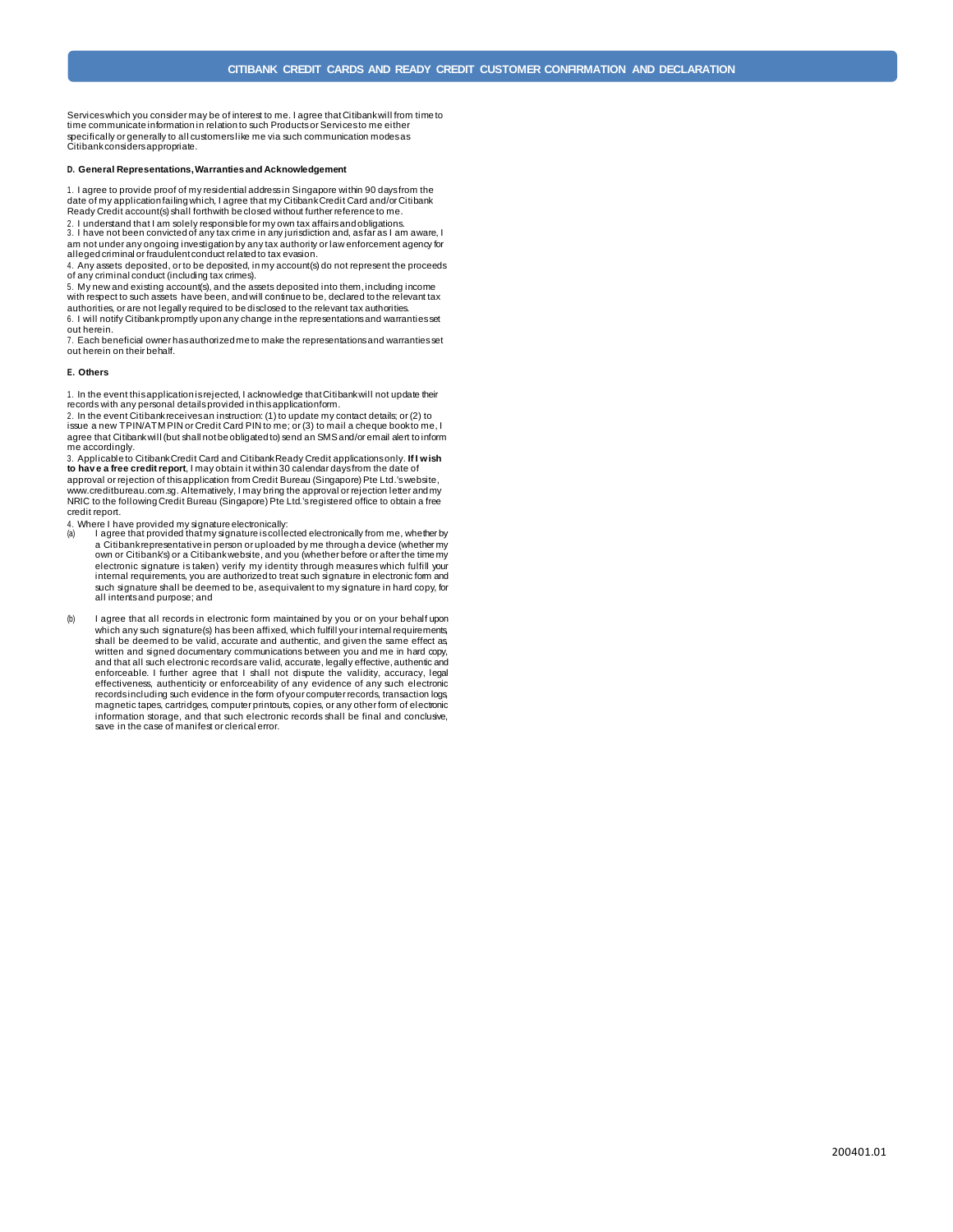## CITIBANK CREDIT CARDS AND READY CREDIT CUSTOMER CONFIRMATION AND DECLARATION

Services which you consider may be of interest to me. I agree that Citibank will from time to time communicate information in relation to such Products or Services to me either specifically or generally to all customers like me via such communication modes as Citibank considers appropriate.

**D. General Representations, Warranties and Acknowledgement**

1. I agree to provide proof of my residential address in Singapore within 90 days from the date of my application failing which, I agree that my Citibank Credit Card and/or Citibank Ready Credit account(s) shall forthwith be closed without further reference to me.
2. I understand that I am solely responsible for my own tax affairs and obligations.
3. I have not been convicted of any tax crime in any jurisdiction and, as far as I am aware, I am not under any ongoing investigation by any tax authority or law enforcement agency for alleged criminal or fraudulent conduct related to tax evasion.
4. Any assets deposited, or to be deposited, in my account(s) do not represent the proceeds of any criminal conduct (including tax crimes).
5. My new and existing account(s), and the assets deposited into them, including income with respect to such assets have been, and will continue to be, declared to the relevant tax authorities, or are not legally required to be disclosed to the relevant tax authorities.
6. I will notify Citibank promptly upon any change in the representations and warranties set out herein.
7. Each beneficial owner has authorized me to make the representations and warranties set out herein on their behalf.

**E. Others**

1. In the event this application is rejected, I acknowledge that Citibank will not update their records with any personal details provided in this application form.
2. In the event Citibank receives an instruction: (1) to update my contact details; or (2) to issue a new TPIN/ATM PIN or Credit Card PIN to me; or (3) to mail a cheque book to me, I agree that Citibank will (but shall not be obligated to) send an SMS and/or email alert to inform me accordingly.
3. Applicable to Citibank Credit Card and Citibank Ready Credit applications only. **If I wish to have a free credit report**, I may obtain it within 30 calendar days from the date of approval or rejection of this application from Credit Bureau (Singapore) Pte Ltd.'s website, www.creditbureau.com.sg. Alternatively, I may bring the approval or rejection letter and my NRIC to the following Credit Bureau (Singapore) Pte Ltd.'s registered office to obtain a free credit report.
4. Where I have provided my signature electronically:
   (a) I agree that provided that my signature is collected electronically from me, whether by a Citibank representative in person or uploaded by me through a device (whether my own or Citibank's) or a Citibank website, and you (whether before or after the time my electronic signature is taken) verify my identity through measures which fulfill your internal requirements, you are authorized to treat such signature in electronic form and such signature shall be deemed to be, as equivalent to my signature in hard copy, for all intents and purpose; and

   (b) I agree that all records in electronic form maintained by you or on your behalf upon which any such signature(s) has been affixed, which fulfill your internal requirements, shall be deemed to be valid, accurate and authentic, and given the same effect as, written and signed documentary communications between you and me in hard copy, and that all such electronic records are valid, accurate, legally effective, authentic and enforceable. I further agree that I shall not dispute the validity, accuracy, legal effectiveness, authenticity or enforceability of any evidence of any such electronic records including such evidence in the form of your computer records, transaction logs, magnetic tapes, cartridges, computer printouts, copies, or any other form of electronic information storage, and that such electronic records shall be final and conclusive, save in the case of manifest or clerical error.

200401.01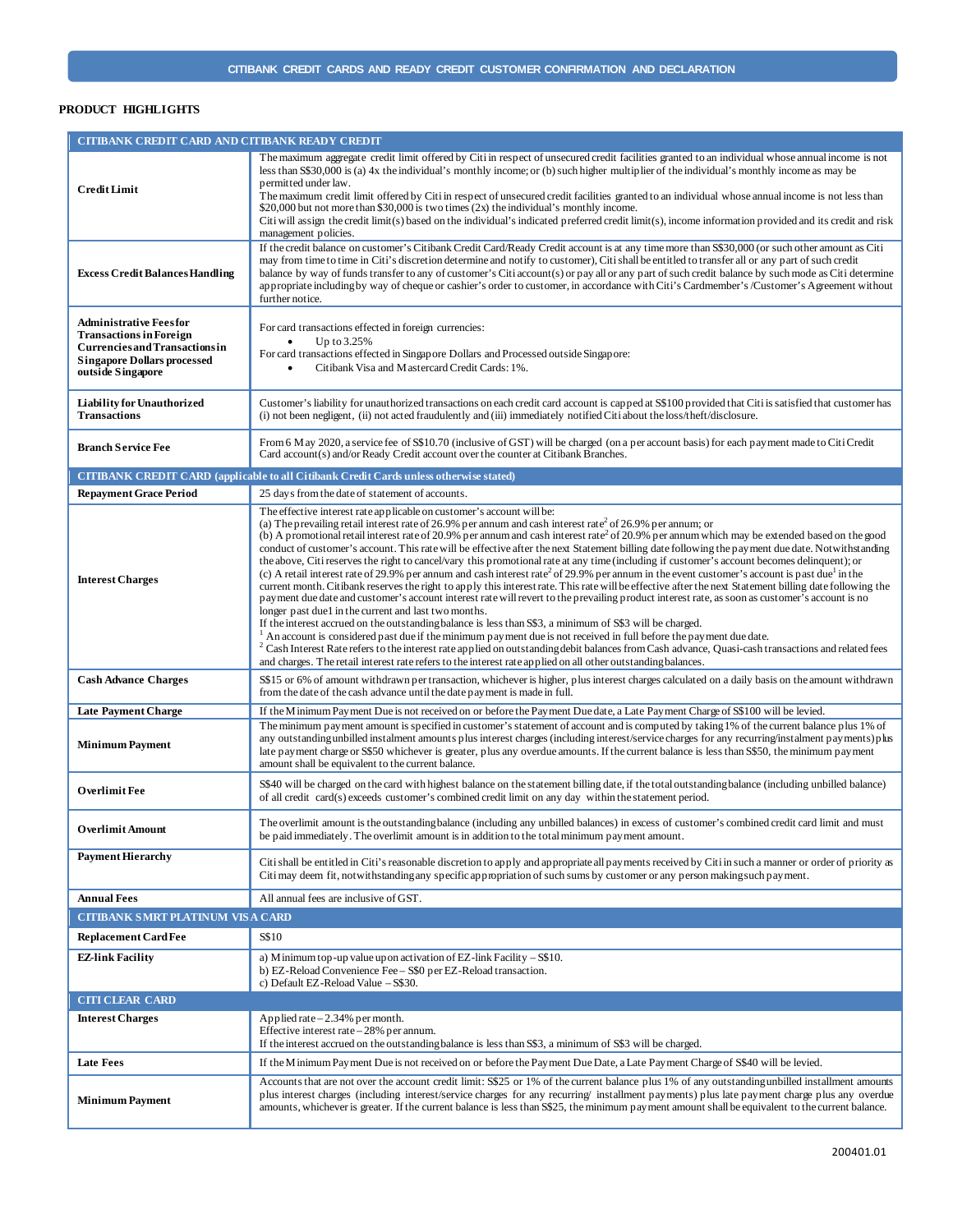## CITIBANK CREDIT CARDS AND READY CREDIT CUSTOMER CONFIRMATION AND DECLARATION

**PRODUCT HIGHLIGHTS**

| CITIBANK CREDIT CARD AND CITIBANK READY CREDIT | |
|---|---|
| **Credit Limit** | The maximum aggregate credit limit offered by Citi in respect of unsecured credit facilities granted to an individual whose annual income is not less than S$30,000 is (a) 4x the individual's monthly income; or (b) such higher multiplier of the individual's monthly income as may be permitted under law.<br>The maximum credit limit offered by Citi in respect of unsecured credit facilities granted to an individual whose annual income is not less than $20,000 but not more than $30,000 is two times (2x) the individual's monthly income.<br>Citi will assign the credit limit(s) based on the individual's indicated preferred credit limit(s), income information provided and its credit and risk management policies. |
| **Excess Credit Balances Handling** | If the credit balance on customer's Citibank Credit Card/Ready Credit account is at any time more than S$30,000 (or such other amount as Citi may from time to time in Citi's discretion determine and notify to customer), Citi shall be entitled to transfer all or any part of such credit balance by way of funds transfer to any of customer's Citi account(s) or pay all or any part of such credit balance by such mode as Citi determine appropriate including by way of cheque or cashier's order to customer, in accordance with Citi's Cardmember's /Customer's Agreement without further notice. |
| **Administrative Fees for Transactions in Foreign Currencies and Transactions in Singapore Dollars processed outside Singapore** | For card transactions effected in foreign currencies:<br>• Up to 3.25%<br>For card transactions effected in Singapore Dollars and Processed outside Singapore:<br>• Citibank Visa and Mastercard Credit Cards: 1%. |
| **Liability for Unauthorized Transactions** | Customer's liability for unauthorized transactions on each credit card account is capped at S$100 provided that Citi is satisfied that customer has (i) not been negligent, (ii) not acted fraudulently and (iii) immediately notified Citi about the loss/theft/disclosure. |
| **Branch Service Fee** | From 6 May 2020, a service fee of S$10.70 (inclusive of GST) will be charged (on a per account basis) for each payment made to Citi Credit Card account(s) and/or Ready Credit account over the counter at Citibank Branches. |
| **CITIBANK CREDIT CARD (applicable to all Citibank Credit Cards unless otherwise stated)** | |
| **Repayment Grace Period** | 25 days from the date of statement of accounts. |
| **Interest Charges** | The effective interest rate applicable on customer's account will be:<br>(a) The prevailing retail interest rate of 26.9% per annum and cash interest rate[2] of 26.9% per annum; or<br>(b) A promotional retail interest rate of 20.9% per annum and cash interest rate[2] of 20.9% per annum which may be extended based on the good conduct of customer's account. This rate will be effective after the next Statement billing date following the payment due date. Notwithstanding the above, Citi reserves the right to cancel/vary this promotional rate at any time (including if customer's account becomes delinquent); or<br>(c) A retail interest rate of 29.9% per annum and cash interest rate[2] of 29.9% per annum in the event customer's account is past due[1] in the current month. Citibank reserves the right to apply this interest rate. This rate will be effective after the next Statement billing date following the payment due date and customer's account interest rate will revert to the prevailing product interest rate, as soon as customer's account is no longer past due1 in the current and last two months.<br>If the interest accrued on the outstanding balance is less than S$3, a minimum of S$3 will be charged.<br>[1] An account is considered past due if the minimum payment due is not received in full before the payment due date.<br>[2] Cash Interest Rate refers to the interest rate applied on outstanding debit balances from Cash advance, Quasi-cash transactions and related fees and charges. The retail interest rate refers to the interest rate applied on all other outstanding balances. |
| **Cash Advance Charges** | S$15 or 6% of amount withdrawn per transaction, whichever is higher, plus interest charges calculated on a daily basis on the amount withdrawn from the date of the cash advance until the date payment is made in full. |
| **Late Payment Charge** | If the Minimum Payment Due is not received on or before the Payment Due date, a Late Payment Charge of S$100 will be levied. |
| **Minimum Payment** | The minimum payment amount is specified in customer's statement of account and is computed by taking 1% of the current balance plus 1% of any outstanding unbilled instalment amounts plus interest charges (including interest/service charges for any recurring/instalment payments) plus late payment charge or S$50 whichever is greater, plus any overdue amounts. If the current balance is less than S$50, the minimum payment amount shall be equivalent to the current balance. |
| **Overlimit Fee** | S$40 will be charged on the card with highest balance on the statement billing date, if the total outstanding balance (including unbilled balance) of all credit card(s) exceeds customer's combined credit limit on any day within the statement period. |
| **Overlimit Amount** | The overlimit amount is the outstanding balance (including any unbilled balances) in excess of customer's combined credit card limit and must be paid immediately. The overlimit amount is in addition to the total minimum payment amount. |
| **Payment Hierarchy** | Citi shall be entitled in Citi's reasonable discretion to apply and appropriate all payments received by Citi in such a manner or order of priority as Citi may deem fit, notwithstanding any specific appropriation of such sums by customer or any person making such payment. |
| **Annual Fees** | All annual fees are inclusive of GST. |
| **CITIBANK SMRT PLATINUM VISA CARD** | |
| **Replacement Card Fee** | S$10 |
| **EZ-link Facility** | a) Minimum top-up value upon activation of EZ-link Facility – S$10.<br>b) EZ-Reload Convenience Fee – S$0 per EZ-Reload transaction.<br>c) Default EZ-Reload Value – S$30. |
| **CITI CLEAR CARD** | |
| **Interest Charges** | Applied rate – 2.34% per month.<br>Effective interest rate – 28% per annum.<br>If the interest accrued on the outstanding balance is less than S$3, a minimum of S$3 will be charged. |
| **Late Fees** | If the Minimum Payment Due is not received on or before the Payment Due Date, a Late Payment Charge of S$40 will be levied. |
| **Minimum Payment** | Accounts that are not over the account credit limit: S$25 or 1% of the current balance plus 1% of any outstanding unbilled installment amounts plus interest charges (including interest/service charges for any recurring/ installment payments) plus late payment charge plus any overdue amounts, whichever is greater. If the current balance is less than S$25, the minimum payment amount shall be equivalent to the current balance. |

200401.01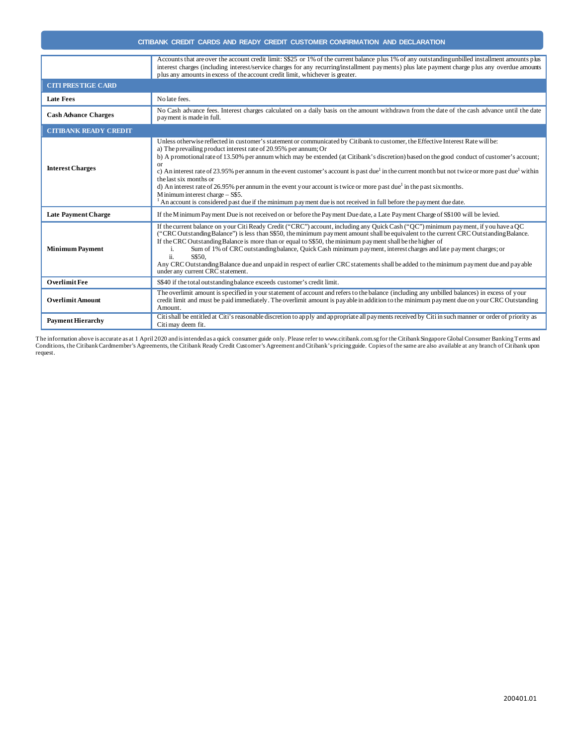## CITIBANK CREDIT CARDS AND READY CREDIT CUSTOMER CONFIRMATION AND DECLARATION

| | |
|---|---|
| | Accounts that are over the account credit limit: S$25 or 1% of the current balance plus 1% of any outstanding unbilled installment amounts plus interest charges (including interest/service charges for any recurring/installment payments) plus late payment charge plus any overdue amounts plus any amounts in excess of the account credit limit, whichever is greater. |
| **CITI PRESTIGE CARD** | |
| **Late Fees** | No late fees. |
| **Cash Advance Charges** | No Cash advance fees. Interest charges calculated on a daily basis on the amount withdrawn from the date of the cash advance until the date payment is made in full. |
| **CITIBANK READY CREDIT** | |
| **Interest Charges** | Unless otherwise reflected in customer's statement or communicated by Citibank to customer, the Effective Interest Rate will be:<br>a) The prevailing product interest rate of 20.95% per annum; Or<br>b) A promotional rate of 13.50% per annum which may be extended (at Citibank's discretion) based on the good conduct of customer's account; or<br>c) An interest rate of 23.95% per annum in the event customer's account is past due[1] in the current month but not twice or more past due[1] within the last six months or<br>d) An interest rate of 26.95% per annum in the event your account is twice or more past due[1] in the past six months.<br>Minimum interest charge – S$5.<br>[1] An account is considered past due if the minimum payment due is not received in full before the payment due date. |
| **Late Payment Charge** | If the Minimum Payment Due is not received on or before the Payment Due date, a Late Payment Charge of S$100 will be levied. |
| **Minimum Payment** | If the current balance on your Citi Ready Credit ("CRC") account, including any Quick Cash ("QC") minimum payment, if you have a QC ("CRC Outstanding Balance") is less than S$50, the minimum payment amount shall be equivalent to the current CRC Outstanding Balance.<br>If the CRC Outstanding Balance is more than or equal to S$50, the minimum payment shall be the higher of<br>i. Sum of 1% of CRC outstanding balance, Quick Cash minimum payment, interest charges and late payment charges; or<br>ii. S$50,<br>Any CRC Outstanding Balance due and unpaid in respect of earlier CRC statements shall be added to the minimum payment due and payable under any current CRC statement. |
| **Overlimit Fee** | S$40 if the total outstanding balance exceeds customer's credit limit. |
| **Overlimit Amount** | The overlimit amount is specified in your statement of account and refers to the balance (including any unbilled balances) in excess of your credit limit and must be paid immediately. The overlimit amount is payable in addition to the minimum payment due on your CRC Outstanding Amount. |
| **Payment Hierarchy** | Citi shall be entitled at Citi's reasonable discretion to apply and appropriate all payments received by Citi in such manner or order of priority as Citi may deem fit. |

The information above is accurate as at 1 April 2020 and is intended as a quick consumer guide only. Please refer to www.citibank.com.sg for the Citibank Singapore Global Consumer Banking Terms and Conditions, the Citibank Cardmember's Agreements, the Citibank Ready Credit Customer's Agreement and Citibank's pricing guide. Copies of the same are also available at any branch of Citibank upon request.

200401.01